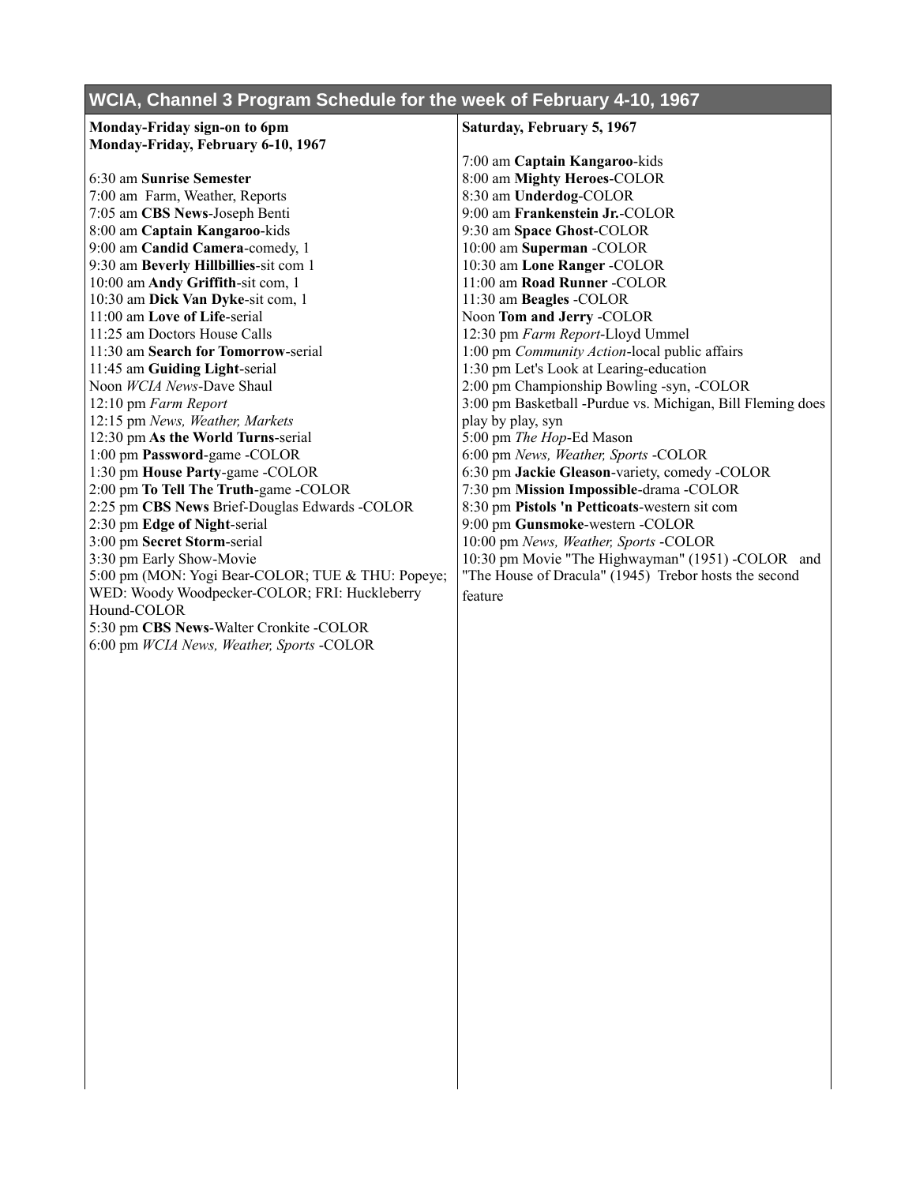## WCIA, Channel 3 Program Schedule for the week of February 4-10, 1967

**Monday-Friday sign-on to 6pm**
**Monday-Friday, February 6-10, 1967**

6:30 am **Sunrise Semester**
7:00 am Farm, Weather, Reports
7:05 am **CBS News**-Joseph Benti
8:00 am **Captain Kangaroo**-kids
9:00 am **Candid Camera**-comedy, 1
9:30 am **Beverly Hillbillies**-sit com 1
10:00 am **Andy Griffith**-sit com, 1
10:30 am **Dick Van Dyke**-sit com, 1
11:00 am **Love of Life**-serial
11:25 am Doctors House Calls
11:30 am **Search for Tomorrow**-serial
11:45 am **Guiding Light**-serial
Noon *WCIA News*-Dave Shaul
12:10 pm *Farm Report*
12:15 pm *News, Weather, Markets*
12:30 pm **As the World Turns**-serial
1:00 pm **Password**-game -COLOR
1:30 pm **House Party**-game -COLOR
2:00 pm **To Tell The Truth**-game -COLOR
2:25 pm **CBS News** Brief-Douglas Edwards -COLOR
2:30 pm **Edge of Night**-serial
3:00 pm **Secret Storm**-serial
3:30 pm Early Show-Movie
5:00 pm (MON: Yogi Bear-COLOR; TUE & THU: Popeye; WED: Woody Woodpecker-COLOR; FRI: Huckleberry Hound-COLOR
5:30 pm **CBS News**-Walter Cronkite -COLOR
6:00 pm *WCIA News, Weather, Sports* -COLOR

**Saturday, February 5, 1967**

7:00 am **Captain Kangaroo**-kids
8:00 am **Mighty Heroes**-COLOR
8:30 am **Underdog**-COLOR
9:00 am **Frankenstein Jr.**-COLOR
9:30 am **Space Ghost**-COLOR
10:00 am **Superman** -COLOR
10:30 am **Lone Ranger** -COLOR
11:00 am **Road Runner** -COLOR
11:30 am **Beagles** -COLOR
Noon **Tom and Jerry** -COLOR
12:30 pm *Farm Report*-Lloyd Ummel
1:00 pm *Community Action*-local public affairs
1:30 pm Let's Look at Learing-education
2:00 pm Championship Bowling -syn, -COLOR
3:00 pm Basketball -Purdue vs. Michigan, Bill Fleming does play by play, syn
5:00 pm *The Hop*-Ed Mason
6:00 pm *News, Weather, Sports* -COLOR
6:30 pm **Jackie Gleason**-variety, comedy -COLOR
7:30 pm **Mission Impossible**-drama -COLOR
8:30 pm **Pistols 'n Petticoats**-western sit com
9:00 pm **Gunsmoke**-western -COLOR
10:00 pm *News, Weather, Sports* -COLOR
10:30 pm Movie "The Highwayman" (1951) -COLOR and "The House of Dracula" (1945) Trebor hosts the second feature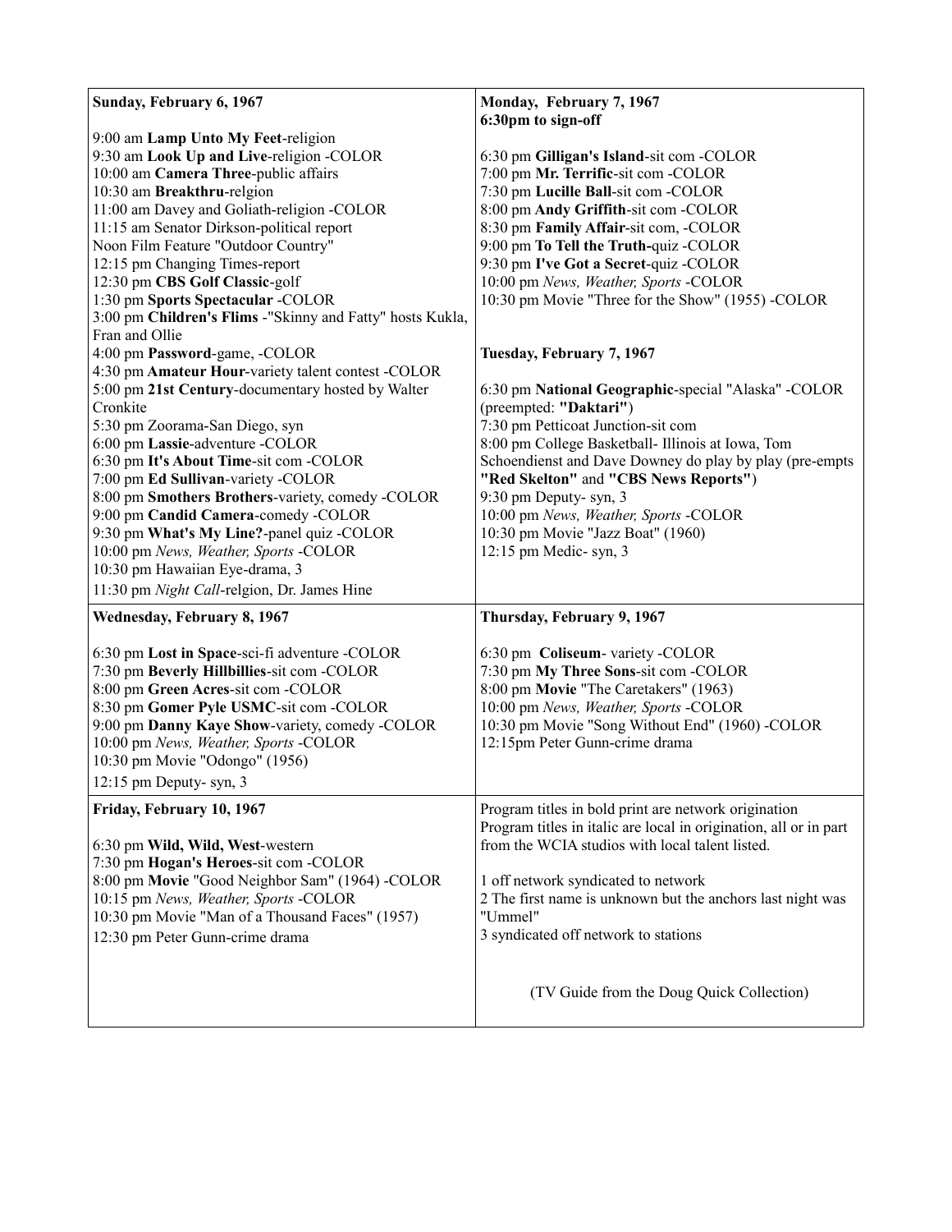**Sunday, February 6, 1967**

9:00 am **Lamp Unto My Feet**-religion
9:30 am **Look Up and Live**-religion -COLOR
10:00 am **Camera Three**-public affairs
10:30 am **Breakthru**-relgion
11:00 am Davey and Goliath-religion -COLOR
11:15 am Senator Dirkson-political report
Noon Film Feature "Outdoor Country"
12:15 pm Changing Times-report
12:30 pm **CBS Golf Classic**-golf
1:30 pm **Sports Spectacular** -COLOR
3:00 pm **Children's Flims** -"Skinny and Fatty" hosts Kukla, Fran and Ollie
4:00 pm **Password**-game, -COLOR
4:30 pm **Amateur Hour**-variety talent contest -COLOR
5:00 pm **21st Century**-documentary hosted by Walter Cronkite
5:30 pm Zoorama-San Diego, syn
6:00 pm **Lassie**-adventure -COLOR
6:30 pm **It's About Time**-sit com -COLOR
7:00 pm **Ed Sullivan**-variety -COLOR
8:00 pm **Smothers Brothers**-variety, comedy -COLOR
9:00 pm **Candid Camera**-comedy -COLOR
9:30 pm **What's My Line?**-panel quiz -COLOR
10:00 pm *News, Weather, Sports* -COLOR
10:30 pm Hawaiian Eye-drama, 3
11:30 pm *Night Call*-relgion, Dr. James Hine

**Monday, February 7, 1967**
**6:30pm to sign-off**

6:30 pm **Gilligan's Island**-sit com -COLOR
7:00 pm **Mr. Terrific**-sit com -COLOR
7:30 pm **Lucille Ball**-sit com -COLOR
8:00 pm **Andy Griffith**-sit com -COLOR
8:30 pm **Family Affair**-sit com, -COLOR
9:00 pm **To Tell the Truth**-quiz -COLOR
9:30 pm **I've Got a Secret**-quiz -COLOR
10:00 pm *News, Weather, Sports* -COLOR
10:30 pm Movie "Three for the Show" (1955) -COLOR

**Tuesday, February 7, 1967**

6:30 pm **National Geographic**-special "Alaska" -COLOR (preempted: **"Daktari"**)
7:30 pm Petticoat Junction-sit com
8:00 pm College Basketball- Illinois at Iowa, Tom Schoendienst and Dave Downey do play by play (pre-empts **"Red Skelton"** and **"CBS News Reports"**)
9:30 pm Deputy- syn, 3
10:00 pm *News, Weather, Sports* -COLOR
10:30 pm Movie "Jazz Boat" (1960)
12:15 pm Medic- syn, 3

**Wednesday, February 8, 1967**

6:30 pm **Lost in Space**-sci-fi adventure -COLOR
7:30 pm **Beverly Hillbillies**-sit com -COLOR
8:00 pm **Green Acres**-sit com -COLOR
8:30 pm **Gomer Pyle USMC**-sit com -COLOR
9:00 pm **Danny Kaye Show**-variety, comedy -COLOR
10:00 pm *News, Weather, Sports* -COLOR
10:30 pm Movie "Odongo" (1956)
12:15 pm Deputy- syn, 3

**Thursday, February 9, 1967**

6:30 pm **Coliseum**- variety -COLOR
7:30 pm **My Three Sons**-sit com -COLOR
8:00 pm **Movie** "The Caretakers" (1963)
10:00 pm *News, Weather, Sports* -COLOR
10:30 pm Movie "Song Without End" (1960) -COLOR
12:15pm Peter Gunn-crime drama

**Friday, February 10, 1967**

6:30 pm **Wild, Wild, West**-western
7:30 pm **Hogan's Heroes**-sit com -COLOR
8:00 pm **Movie** "Good Neighbor Sam" (1964) -COLOR
10:15 pm *News, Weather, Sports* -COLOR
10:30 pm Movie "Man of a Thousand Faces" (1957)
12:30 pm Peter Gunn-crime drama

Program titles in bold print are network origination
Program titles in italic are local in origination, all or in part from the WCIA studios with local talent listed.

1 off network syndicated to network
2 The first name is unknown but the anchors last night was "Ummel"
3 syndicated off network to stations

(TV Guide from the Doug Quick Collection)